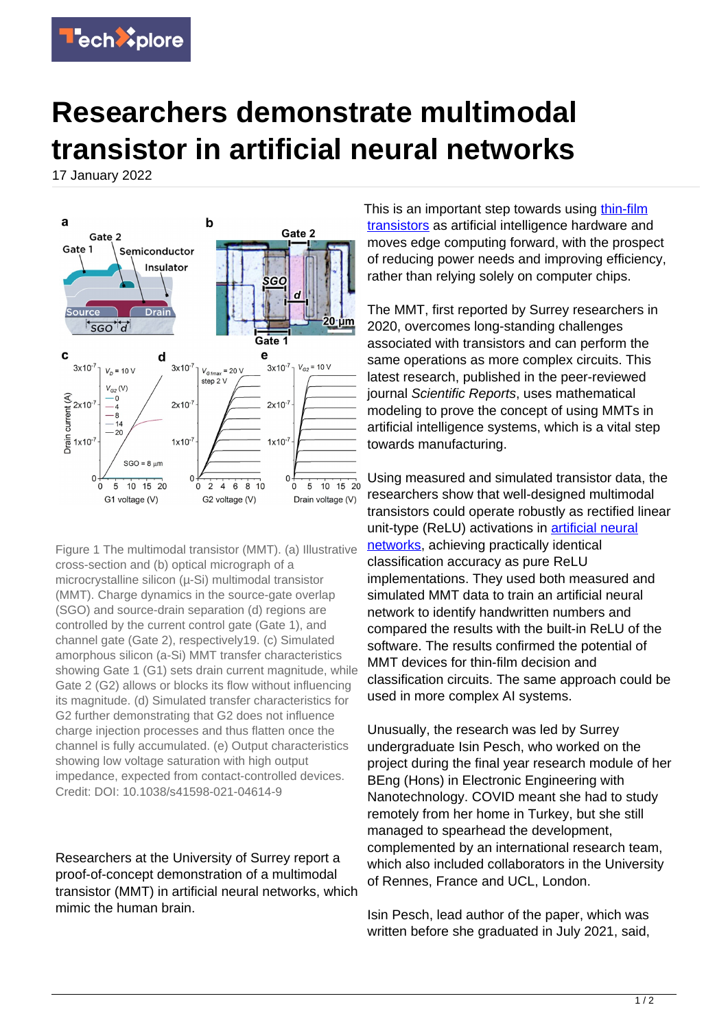# Researchers demonstrate multimodal transistor in artificial neural networks

17 January 2022

Figure 1 The multimodal transistor (MMT). (a) Illustrative cross-section and (b) optical micrograph of a microcrystalline silicon (µ-Si) multimodal transistor (MMT). Charge dynamics in the source-gate overlap (SGO) and source-drain separation (d) regions are controlled by the current control gate (Gate 1), and channel gate (Gate 2), respectively19. (c) Simulated amorphous silicon (a-Si) MMT transfer characteristics showing Gate 1 (G1) sets drain current magnitude, while Gate 2 (G2) allows or blocks its flow without influencing its magnitude. (d) Simulated transfer characteristics for G2 further demonstrating that G2 does not influence charge injection processes and thus flatten once the channel is fully accumulated. (e) Output characteristics showing low voltage saturation with high output impedance, expected from contact-controlled devices. Credit: DOI: 10.1038/s41598-021-04614-9

Researchers at the University of Surrey report a proof-of-concept demonstration of a multimodal transistor (MMT) in artificial neural networks, which mimic the human brain.

This is an important step towards using thin-film transistors as artificial intelligence hardware and moves edge computing forward, with the prospect of reducing power needs and improving efficiency, rather than relying solely on computer chips.

The MMT, first reported by Surrey researchers in 2020, overcomes long-standing challenges associated with transistors and can perform the same operations as more complex circuits. This latest research, published in the peer-reviewed journal *Scientific Reports*, uses mathematical modeling to prove the concept of using MMTs in artificial intelligence systems, which is a vital step towards manufacturing.

Using measured and simulated transistor data, the researchers show that well-designed multimodal transistors could operate robustly as rectified linear unit-type (ReLU) activations in artificial neural networks, achieving practically identical classification accuracy as pure ReLU implementations. They used both measured and simulated MMT data to train an artificial neural network to identify handwritten numbers and compared the results with the built-in ReLU of the software. The results confirmed the potential of MMT devices for thin-film decision and classification circuits. The same approach could be used in more complex AI systems.

Unusually, the research was led by Surrey undergraduate Isin Pesch, who worked on the project during the final year research module of her BEng (Hons) in Electronic Engineering with Nanotechnology. COVID meant she had to study remotely from her home in Turkey, but she still managed to spearhead the development, complemented by an international research team, which also included collaborators in the University of Rennes, France and UCL, London.

Isin Pesch, lead author of the paper, which was written before she graduated in July 2021, said,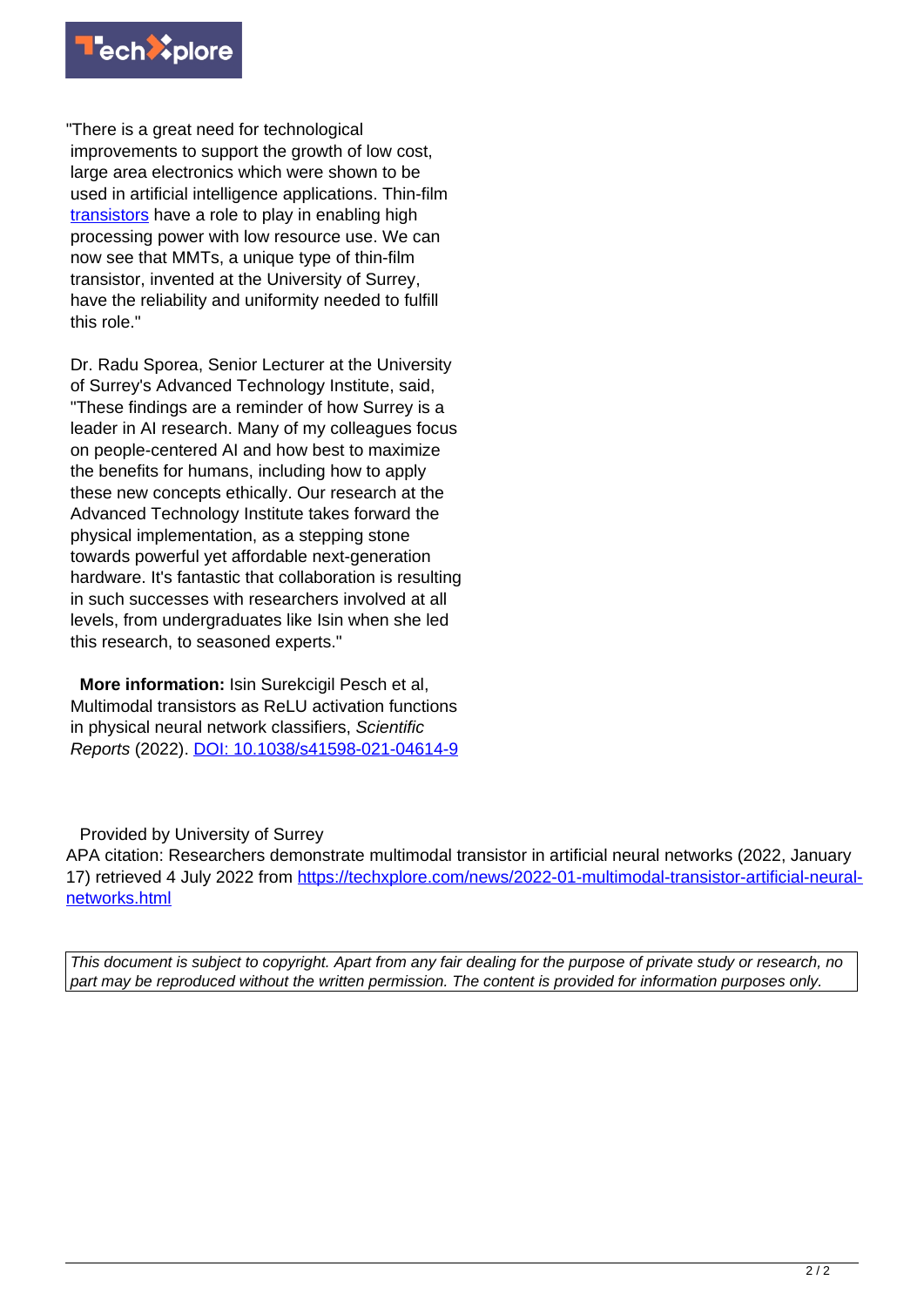"There is a great need for technological improvements to support the growth of low cost, large area electronics which were shown to be used in artificial intelligence applications. Thin-film [transistors](https://techxplore.com/tags/transistors/) have a role to play in enabling high processing power with low resource use. We can now see that MMTs, a unique type of thin-film transistor, invented at the University of Surrey, have the reliability and uniformity needed to fulfill this role."

Dr. Radu Sporea, Senior Lecturer at the University of Surrey's Advanced Technology Institute, said, "These findings are a reminder of how Surrey is a leader in AI research. Many of my colleagues focus on people-centered AI and how best to maximize the benefits for humans, including how to apply these new concepts ethically. Our research at the Advanced Technology Institute takes forward the physical implementation, as a stepping stone towards powerful yet affordable next-generation hardware. It's fantastic that collaboration is resulting in such successes with researchers involved at all levels, from undergraduates like Isin when she led this research, to seasoned experts."

**More information:** Isin Surekcigil Pesch et al, Multimodal transistors as ReLU activation functions in physical neural network classifiers, *Scientific Reports* (2022). [DOI: 10.1038/s41598-021-04614-9](http://dx.doi.org/10.1038/s41598-021-04614-9)

Provided by University of Surrey

APA citation: Researchers demonstrate multimodal transistor in artificial neural networks (2022, January 17) retrieved 4 July 2022 from https://techxplore.com/news/2022-01-multimodal-transistor-artificial-neural-networks.html

*This document is subject to copyright. Apart from any fair dealing for the purpose of private study or research, no part may be reproduced without the written permission. The content is provided for information purposes only.*